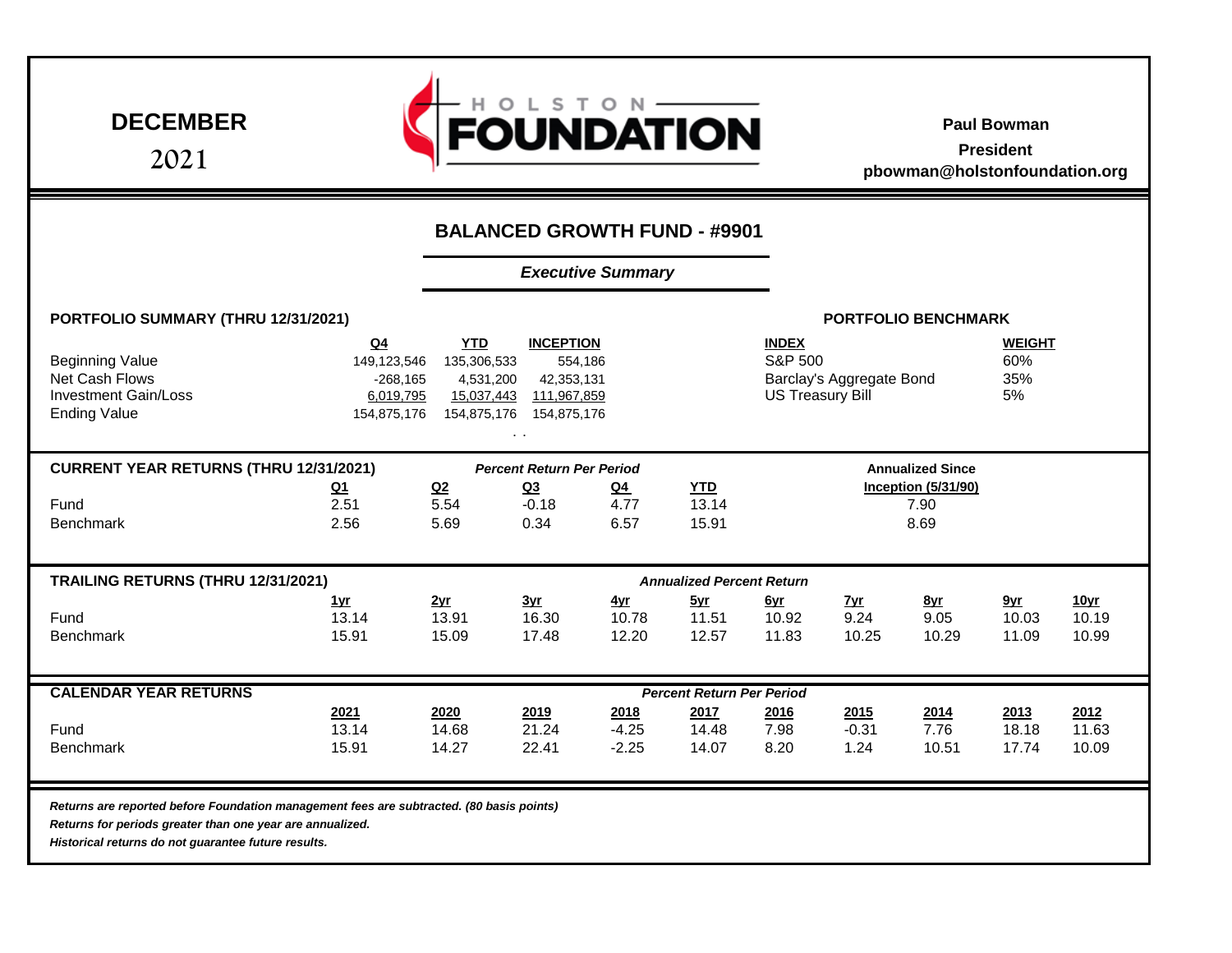**DECEMBER**

2021

HOLSTON **FOUNDATION**

**Paul Bowman**
**President**
**pbowman@holstonfoundation.org**

## BALANCED GROWTH FUND - #9901

### *Executive Summary*

**PORTFOLIO SUMMARY (THRU 12/31/2021)**

| | Q4 | YTD | INCEPTION |
|---|---|---|---|
| Beginning Value | 149,123,546 | 135,306,533 | 554,186 |
| Net Cash Flows | -268,165 | 4,531,200 | 42,353,131 |
| Investment Gain/Loss | 6,019,795 | 15,037,443 | 111,967,859 |
| Ending Value | 154,875,176 | 154,875,176 | 154,875,176 |

**PORTFOLIO BENCHMARK**

| INDEX | WEIGHT |
|---|---|
| S&P 500 | 60% |
| Barclay's Aggregate Bond | 35% |
| US Treasury Bill | 5% |

**CURRENT YEAR RETURNS (THRU 12/31/2021)**

| | *Percent Return Per Period* | | | | | Annualized Since |
|---|---|---|---|---|---|---|
| | Q1 | Q2 | Q3 | Q4 | YTD | Inception (5/31/90) |
| Fund | 2.51 | 5.54 | -0.18 | 4.77 | 13.14 | 7.90 |
| Benchmark | 2.56 | 5.69 | 0.34 | 6.57 | 15.91 | 8.69 |

**TRAILING RETURNS (THRU 12/31/2021)**

*Annualized Percent Return*

| | 1yr | 2yr | 3yr | 4yr | 5yr | 6yr | 7yr | 8yr | 9yr | 10yr |
|---|---|---|---|---|---|---|---|---|---|---|
| Fund | 13.14 | 13.91 | 16.30 | 10.78 | 11.51 | 10.92 | 9.24 | 9.05 | 10.03 | 10.19 |
| Benchmark | 15.91 | 15.09 | 17.48 | 12.20 | 12.57 | 11.83 | 10.25 | 10.29 | 11.09 | 10.99 |

**CALENDAR YEAR RETURNS**

*Percent Return Per Period*

| | 2021 | 2020 | 2019 | 2018 | 2017 | 2016 | 2015 | 2014 | 2013 | 2012 |
|---|---|---|---|---|---|---|---|---|---|---|
| Fund | 13.14 | 14.68 | 21.24 | -4.25 | 14.48 | 7.98 | -0.31 | 7.76 | 18.18 | 11.63 |
| Benchmark | 15.91 | 14.27 | 22.41 | -2.25 | 14.07 | 8.20 | 1.24 | 10.51 | 17.74 | 10.09 |

***Returns are reported before Foundation management fees are subtracted. (80 basis points)***

***Returns for periods greater than one year are annualized.***

***Historical returns do not guarantee future results.***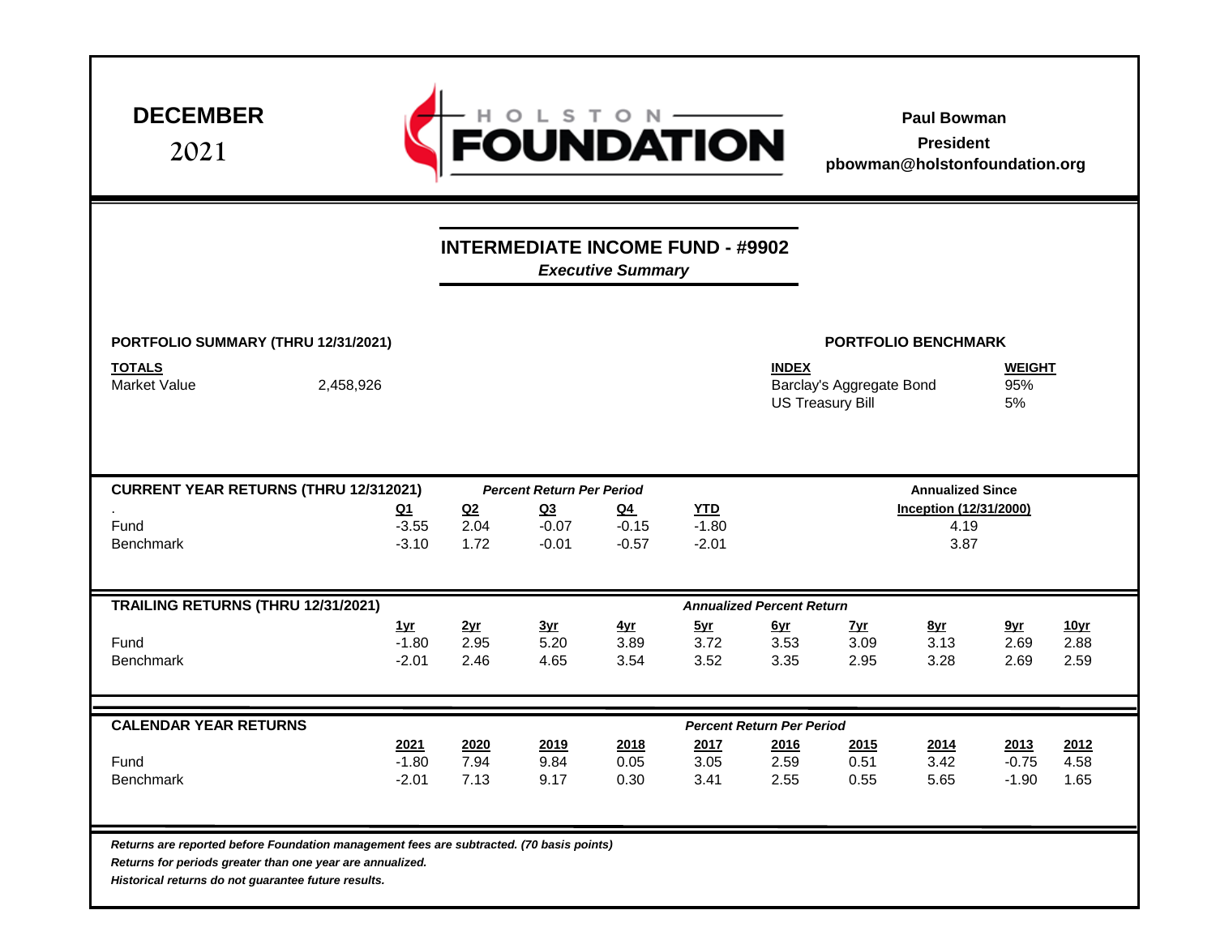**DECEMBER**
2021

HOLSTON FOUNDATION

**Paul Bowman**
**President**
**pbowman@holstonfoundation.org**

## INTERMEDIATE INCOME FUND - #9902
***Executive Summary***

**PORTFOLIO SUMMARY (THRU 12/31/2021)**

| TOTALS | |
|---|---|
| Market Value | 2,458,926 |

**PORTFOLIO BENCHMARK**

| INDEX | WEIGHT |
|---|---|
| Barclay's Aggregate Bond | 95% |
| US Treasury Bill | 5% |

**CURRENT YEAR RETURNS (THRU 12/312021)** — *Percent Return Per Period*

| . | Q1 | Q2 | Q3 | Q4 | YTD | Annualized Since Inception (12/31/2000) |
|---|---|---|---|---|---|---|
| Fund | -3.55 | 2.04 | -0.07 | -0.15 | -1.80 | 4.19 |
| Benchmark | -3.10 | 1.72 | -0.01 | -0.57 | -2.01 | 3.87 |

**TRAILING RETURNS (THRU 12/31/2021)** — *Annualized Percent Return*

| | 1yr | 2yr | 3yr | 4yr | 5yr | 6yr | 7yr | 8yr | 9yr | 10yr |
|---|---|---|---|---|---|---|---|---|---|---|
| Fund | -1.80 | 2.95 | 5.20 | 3.89 | 3.72 | 3.53 | 3.09 | 3.13 | 2.69 | 2.88 |
| Benchmark | -2.01 | 2.46 | 4.65 | 3.54 | 3.52 | 3.35 | 2.95 | 3.28 | 2.69 | 2.59 |

**CALENDAR YEAR RETURNS** — *Percent Return Per Period*

| | 2021 | 2020 | 2019 | 2018 | 2017 | 2016 | 2015 | 2014 | 2013 | 2012 |
|---|---|---|---|---|---|---|---|---|---|---|
| Fund | -1.80 | 7.94 | 9.84 | 0.05 | 3.05 | 2.59 | 0.51 | 3.42 | -0.75 | 4.58 |
| Benchmark | -2.01 | 7.13 | 9.17 | 0.30 | 3.41 | 2.55 | 0.55 | 5.65 | -1.90 | 1.65 |

***Returns are reported before Foundation management fees are subtracted. (70 basis points)***
***Returns for periods greater than one year are annualized.***
***Historical returns do not guarantee future results.***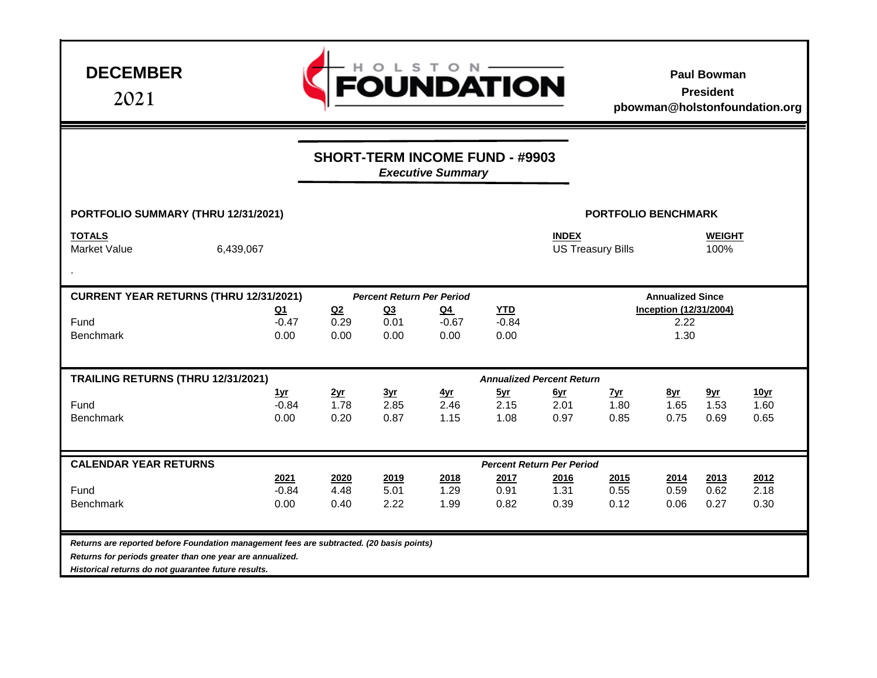**DECEMBER**

2021

HOLSTON FOUNDATION

**Paul Bowman**

**President**

**pbowman@holstonfoundation.org**

## SHORT-TERM INCOME FUND - #9903

***Executive Summary***

**PORTFOLIO SUMMARY (THRU 12/31/2021)**

| **TOTALS** | |
|---|---|
| Market Value | 6,439,067 |

**PORTFOLIO BENCHMARK**

| **INDEX** | **WEIGHT** |
|---|---|
| US Treasury Bills | 100% |

.

**CURRENT YEAR RETURNS (THRU 12/31/2021)** — *Percent Return Per Period*

| | Q1 | Q2 | Q3 | Q4 | YTD | Annualized Since Inception (12/31/2004) |
|---|---|---|---|---|---|---|
| Fund | -0.47 | 0.29 | 0.01 | -0.67 | -0.84 | 2.22 |
| Benchmark | 0.00 | 0.00 | 0.00 | 0.00 | 0.00 | 1.30 |

**TRAILING RETURNS (THRU 12/31/2021)** — *Annualized Percent Return*

| | 1yr | 2yr | 3yr | 4yr | 5yr | 6yr | 7yr | 8yr | 9yr | 10yr |
|---|---|---|---|---|---|---|---|---|---|---|
| Fund | -0.84 | 1.78 | 2.85 | 2.46 | 2.15 | 2.01 | 1.80 | 1.65 | 1.53 | 1.60 |
| Benchmark | 0.00 | 0.20 | 0.87 | 1.15 | 1.08 | 0.97 | 0.85 | 0.75 | 0.69 | 0.65 |

**CALENDAR YEAR RETURNS** — *Percent Return Per Period*

| | 2021 | 2020 | 2019 | 2018 | 2017 | 2016 | 2015 | 2014 | 2013 | 2012 |
|---|---|---|---|---|---|---|---|---|---|---|
| Fund | -0.84 | 4.48 | 5.01 | 1.29 | 0.91 | 1.31 | 0.55 | 0.59 | 0.62 | 2.18 |
| Benchmark | 0.00 | 0.40 | 2.22 | 1.99 | 0.82 | 0.39 | 0.12 | 0.06 | 0.27 | 0.30 |

***Returns are reported before Foundation management fees are subtracted. (20 basis points)***

***Returns for periods greater than one year are annualized.***

***Historical returns do not guarantee future results.***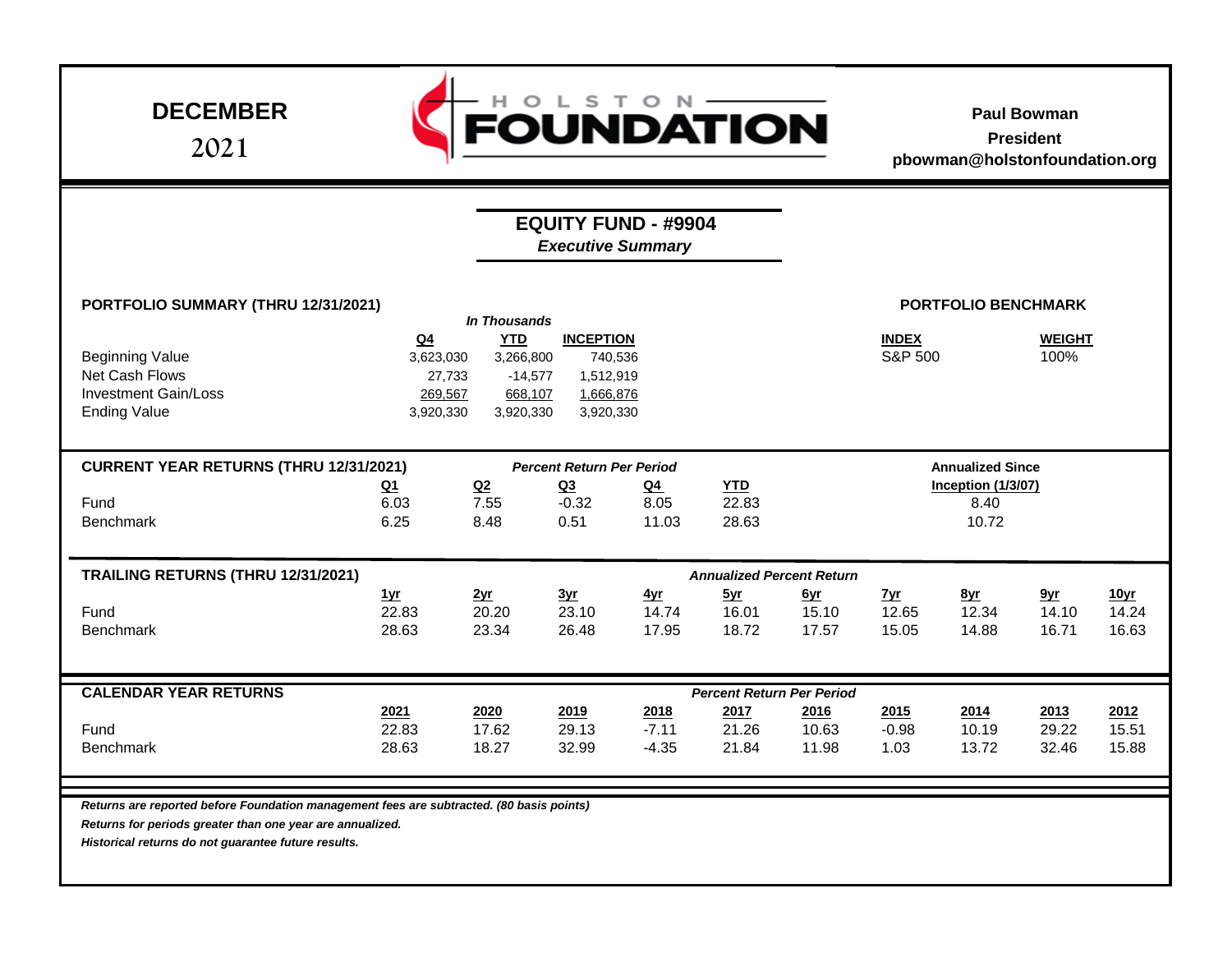**DECEMBER**
2021

HOLSTON FOUNDATION

**Paul Bowman**
**President**
**pbowman@holstonfoundation.org**

## EQUITY FUND - #9904
***Executive Summary***

**PORTFOLIO SUMMARY (THRU 12/31/2021)**

*In Thousands*

| | Q4 | YTD | INCEPTION |
|---|---|---|---|
| Beginning Value | 3,623,030 | 3,266,800 | 740,536 |
| Net Cash Flows | 27,733 | -14,577 | 1,512,919 |
| Investment Gain/Loss | 269,567 | 668,107 | 1,666,876 |
| Ending Value | 3,920,330 | 3,920,330 | 3,920,330 |

**PORTFOLIO BENCHMARK**

| INDEX | WEIGHT |
|---|---|
| S&P 500 | 100% |

**CURRENT YEAR RETURNS (THRU 12/31/2021)**

| | Percent Return Per Period | | | | | Annualized Since |
|---|---|---|---|---|---|---|
| | Q1 | Q2 | Q3 | Q4 | YTD | Inception (1/3/07) |
| Fund | 6.03 | 7.55 | -0.32 | 8.05 | 22.83 | 8.40 |
| Benchmark | 6.25 | 8.48 | 0.51 | 11.03 | 28.63 | 10.72 |

**TRAILING RETURNS (THRU 12/31/2021)**

*Annualized Percent Return*

| | 1yr | 2yr | 3yr | 4yr | 5yr | 6yr | 7yr | 8yr | 9yr | 10yr |
|---|---|---|---|---|---|---|---|---|---|---|
| Fund | 22.83 | 20.20 | 23.10 | 14.74 | 16.01 | 15.10 | 12.65 | 12.34 | 14.10 | 14.24 |
| Benchmark | 28.63 | 23.34 | 26.48 | 17.95 | 18.72 | 17.57 | 15.05 | 14.88 | 16.71 | 16.63 |

**CALENDAR YEAR RETURNS**

*Percent Return Per Period*

| | 2021 | 2020 | 2019 | 2018 | 2017 | 2016 | 2015 | 2014 | 2013 | 2012 |
|---|---|---|---|---|---|---|---|---|---|---|
| Fund | 22.83 | 17.62 | 29.13 | -7.11 | 21.26 | 10.63 | -0.98 | 10.19 | 29.22 | 15.51 |
| Benchmark | 28.63 | 18.27 | 32.99 | -4.35 | 21.84 | 11.98 | 1.03 | 13.72 | 32.46 | 15.88 |

***Returns are reported before Foundation management fees are subtracted. (80 basis points)***
***Returns for periods greater than one year are annualized.***
***Historical returns do not guarantee future results.***